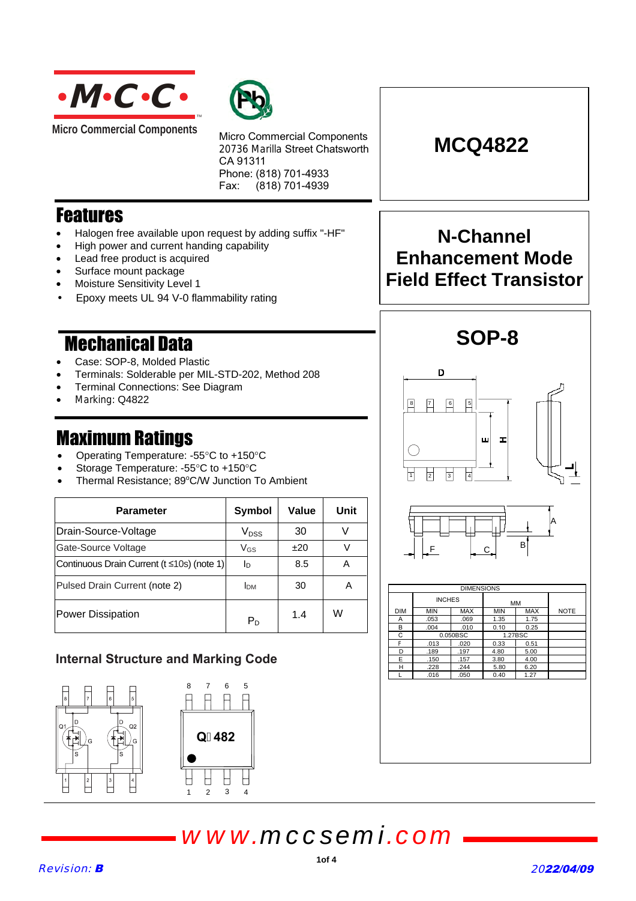**·M·C·C·**

Micro Commercial Components

Micro Commercial Components
20736 Marilla Street Chatsworth
CA 91311
Phone: (818) 701-4933
Fax: (818) 701-4939

# MCQ4822

## N-Channel Enhancement Mode Field Effect Transistor

## Features

- Halogen free available upon request by adding suffix "-HF"
- High power and current handing capability
- Lead free product is acquired
- Surface mount package
- Moisture Sensitivity Level 1
- Epoxy meets UL 94 V-0 flammability rating

## Mechanical Data

- Case: SOP-8, Molded Plastic
- Terminals: Solderable per MIL-STD-202, Method 208
- Terminal Connections: See Diagram
- Marking: Q4822

## Maximum Ratings

- Operating Temperature: -55°C to +150°C
- Storage Temperature: -55°C to +150°C
- Thermal Resistance; 89°C/W Junction To Ambient

| Parameter | Symbol | Value | Unit |
|---|---|---|---|
| Drain-Source-Voltage | $V_{DSS}$ | 30 | V |
| Gate-Source Voltage | $V_{GS}$ | ±20 | V |
| Continuous Drain Current (t ≤10s) (note 1) | $I_D$ | 8.5 | A |
| Pulsed Drain Current (note 2) | $I_{DM}$ | 30 | A |
| Power Dissipation | $P_D$ | 1.4 | W |

### Internal Structure and Marking Code

Q4822

## SOP-8

| DIM | INCHES MIN | INCHES MAX | MM MIN | MM MAX | NOTE |
|---|---|---|---|---|---|
| A | .053 | .069 | 1.35 | 1.75 | |
| B | .004 | .010 | 0.10 | 0.25 | |
| C | 0.050BSC | | 1.27BSC | | |
| F | .013 | .020 | 0.33 | 0.51 | |
| D | .189 | .197 | 4.80 | 5.00 | |
| E | .150 | .157 | 3.80 | 4.00 | |
| H | .228 | .244 | 5.80 | 6.20 | |
| L | .016 | .050 | 0.40 | 1.27 | |

www.mccsemi.com

Revision: B

2022/04/09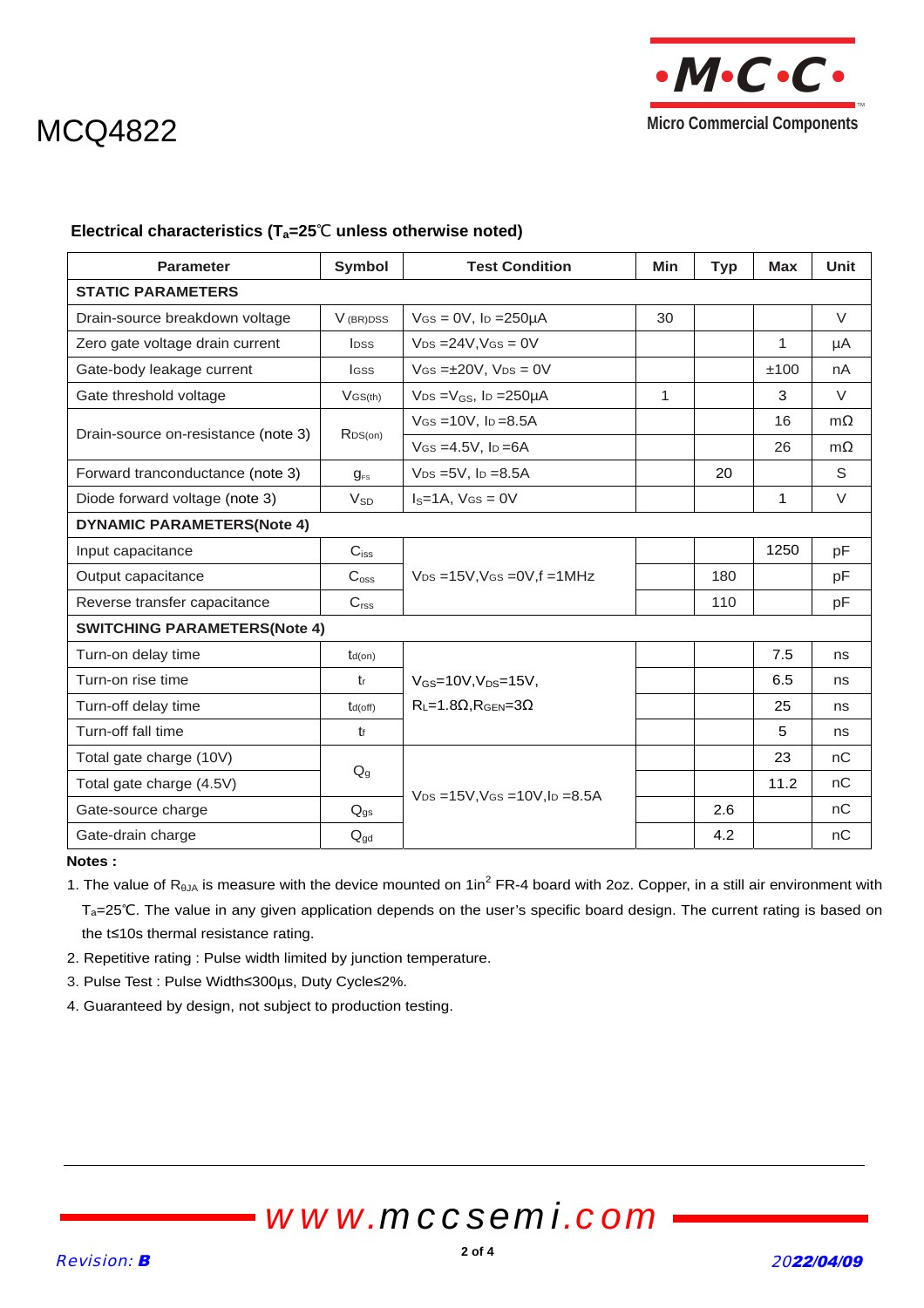# MCQ4822

### Electrical characteristics ($T_a$=25℃ unless otherwise noted)

| Parameter | Symbol | Test Condition | Min | Typ | Max | Unit |
|---|---|---|---|---|---|---|
| **STATIC PARAMETERS** | | | | | | |
| Drain-source breakdown voltage | $V_{(BR)DSS}$ | $V_{GS}$ = 0V, $I_D$ =250μA | 30 | | | V |
| Zero gate voltage drain current | $I_{DSS}$ | $V_{DS}$ =24V,$V_{GS}$ = 0V | | | 1 | μA |
| Gate-body leakage current | $I_{GSS}$ | $V_{GS}$ =±20V, $V_{DS}$ = 0V | | | ±100 | nA |
| Gate threshold voltage | $V_{GS(th)}$ | $V_{DS}$ =$V_{GS}$, $I_D$ =250μA | 1 | | 3 | V |
| Drain-source on-resistance (note 3) | $R_{DS(on)}$ | $V_{GS}$ =10V, $I_D$ =8.5A | | | 16 | mΩ |
| | | $V_{GS}$ =4.5V, $I_D$ =6A | | | 26 | mΩ |
| Forward tranconductance (note 3) | $g_{FS}$ | $V_{DS}$ =5V, $I_D$ =8.5A | | 20 | | S |
| Diode forward voltage (note 3) | $V_{SD}$ | $I_S$=1A, $V_{GS}$ = 0V | | | 1 | V |
| **DYNAMIC PARAMETERS(Note 4)** | | | | | | |
| Input capacitance | $C_{iss}$ | $V_{DS}$ =15V,$V_{GS}$ =0V,f =1MHz | | | 1250 | pF |
| Output capacitance | $C_{oss}$ | | | 180 | | pF |
| Reverse transfer capacitance | $C_{rss}$ | | | 110 | | pF |
| **SWITCHING PARAMETERS(Note 4)** | | | | | | |
| Turn-on delay time | $t_{d(on)}$ | $V_{GS}$=10V,$V_{DS}$=15V, $R_L$=1.8Ω,$R_{GEN}$=3Ω | | | 7.5 | ns |
| Turn-on rise time | $t_r$ | | | | 6.5 | ns |
| Turn-off delay time | $t_{d(off)}$ | | | | 25 | ns |
| Turn-off fall time | $t_f$ | | | | 5 | ns |
| Total gate charge (10V) | $Q_g$ | $V_{DS}$ =15V,$V_{GS}$ =10V,$I_D$ =8.5A | | | 23 | nC |
| Total gate charge (4.5V) | | | | | 11.2 | nC |
| Gate-source charge | $Q_{gs}$ | | | 2.6 | | nC |
| Gate-drain charge | $Q_{gd}$ | | | 4.2 | | nC |

**Notes :**

1. The value of $R_{\theta JA}$ is measure with the device mounted on 1in² FR-4 board with 2oz. Copper, in a still air environment with $T_a$=25℃. The value in any given application depends on the user's specific board design. The current rating is based on the t≤10s thermal resistance rating.
2. Repetitive rating : Pulse width limited by junction temperature.
3. Pulse Test : Pulse Width≤300μs, Duty Cycle≤2%.
4. Guaranteed by design, not subject to production testing.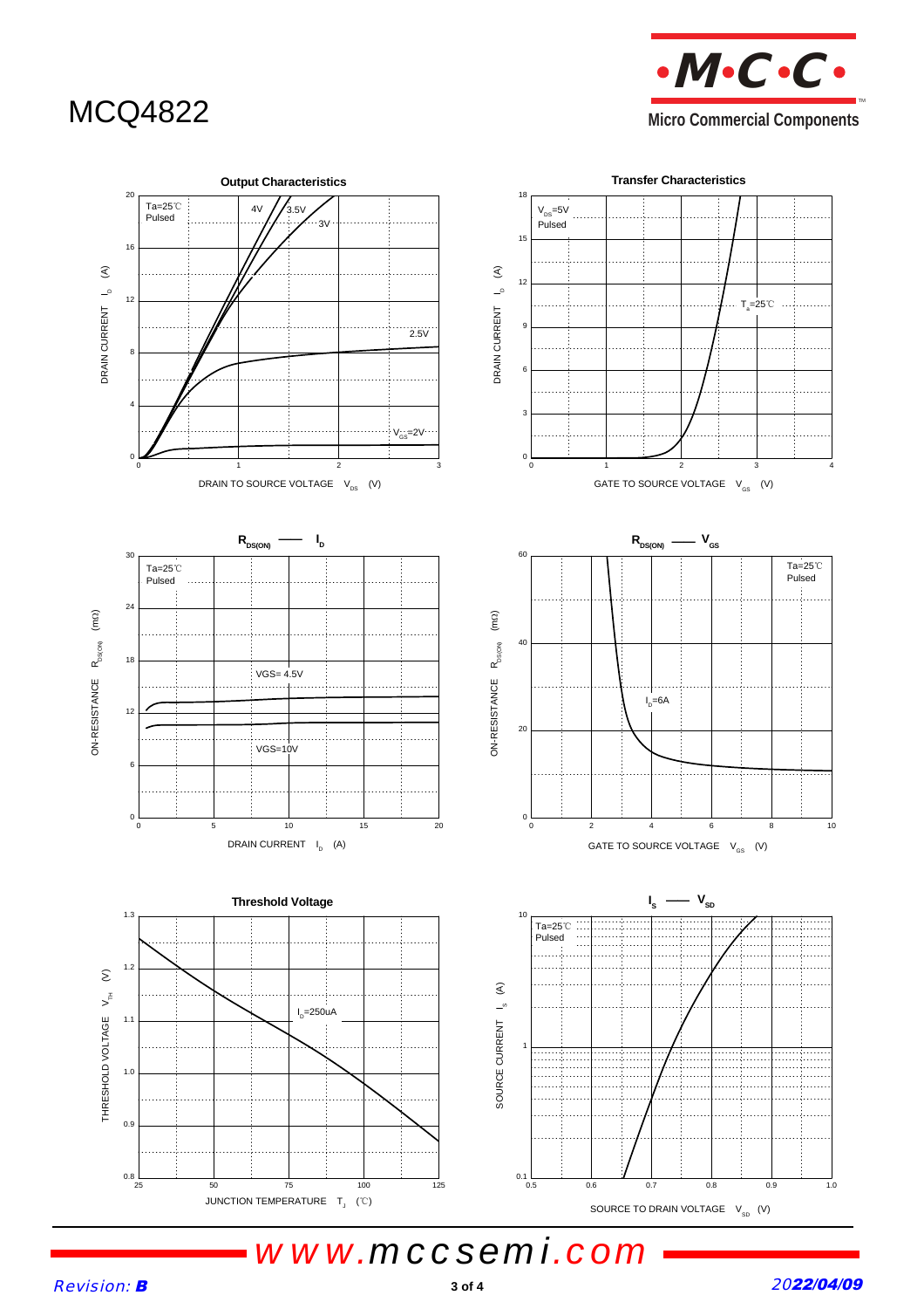# MCQ4822

**Output Characteristics**

Ta=25℃
Pulsed

4V, 3.5V, 3V, 2.5V, $V_{GS}$=2V

DRAIN CURRENT $I_D$ (A)

DRAIN TO SOURCE VOLTAGE $V_{DS}$ (V)

**Transfer Characteristics**

$V_{DS}$=5V
Pulsed

$T_a$=25℃

DRAIN CURRENT $I_D$ (A)

GATE TO SOURCE VOLTAGE $V_{GS}$ (V)

**$R_{DS(ON)}$ —— $I_D$**

Ta=25℃
Pulsed

VGS= 4.5V

VGS=10V

ON-RESISTANCE $R_{DS(ON)}$ (mΩ)

DRAIN CURRENT $I_D$ (A)

**$R_{DS(ON)}$ —— $V_{GS}$**

Ta=25℃
Pulsed

$I_D$=6A

ON-RESISTANCE $R_{DS(ON)}$ (mΩ)

GATE TO SOURCE VOLTAGE $V_{GS}$ (V)

**Threshold Voltage**

$I_D$=250uA

THRESHOLD VOLTAGE $V_{TH}$ (V)

JUNCTION TEMPERATURE $T_J$ (℃)

**$I_S$ —— $V_{SD}$**

Ta=25℃
Pulsed

SOURCE CURRENT $I_S$ (A)

SOURCE TO DRAIN VOLTAGE $V_{SD}$ (V)

Revision: B

2022/04/09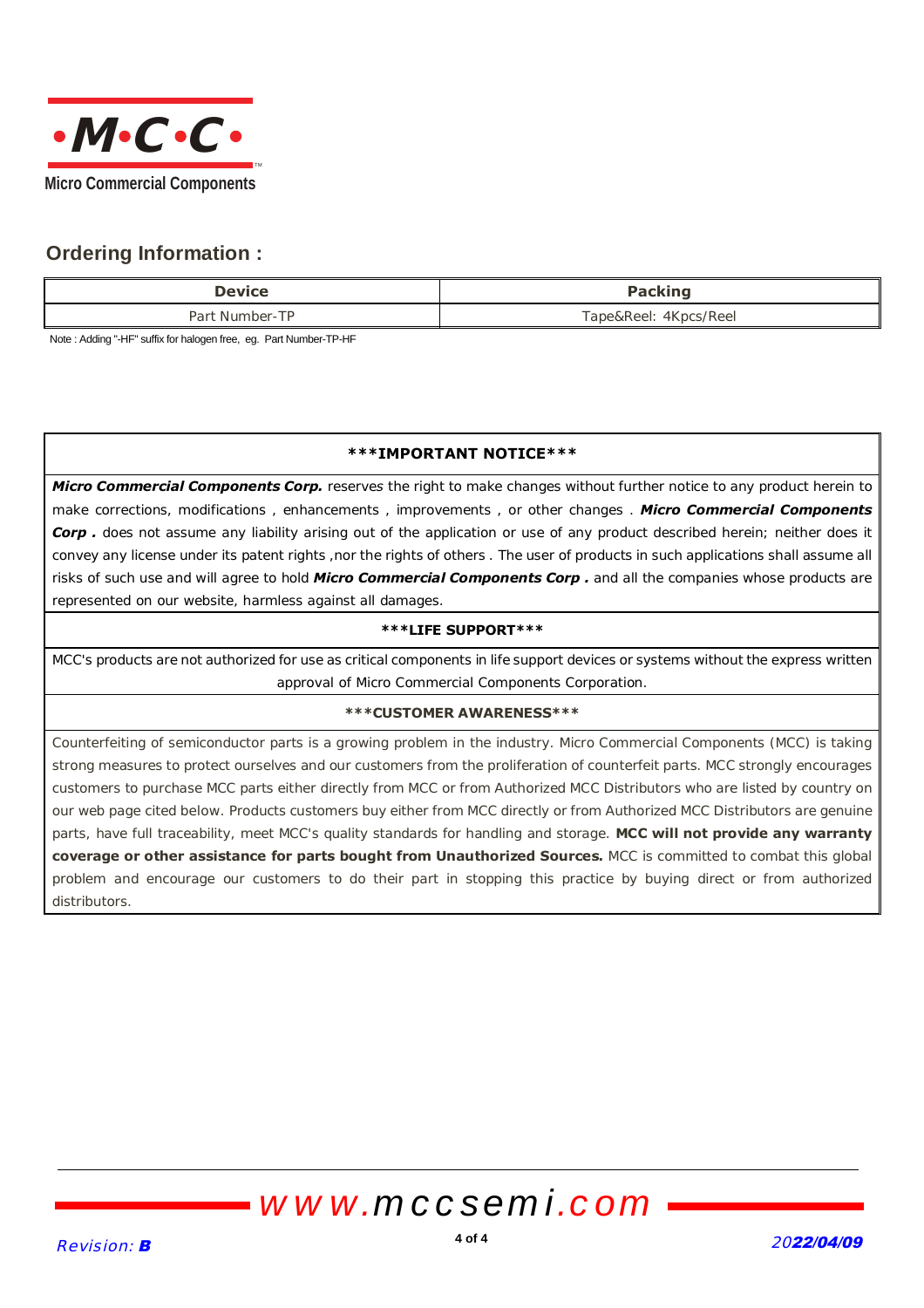Micro Commercial Components

## Ordering Information :

| Device | Packing |
|---|---|
| Part Number-TP | Tape&Reel: 4Kpcs/Reel |

Note : Adding "-HF" suffix for halogen free, eg. Part Number-TP-HF

### ***IMPORTANT NOTICE***

***Micro Commercial Components Corp.*** reserves the right to make changes without further notice to any product herein to make corrections, modifications , enhancements , improvements , or other changes . ***Micro Commercial Components Corp .*** does not assume any liability arising out of the application or use of any product described herein; neither does it convey any license under its patent rights ,nor the rights of others . The user of products in such applications shall assume all risks of such use and will agree to hold ***Micro Commercial Components Corp .*** and all the companies whose products are represented on our website, harmless against all damages.

### ***LIFE SUPPORT***

MCC's products are not authorized for use as critical components in life support devices or systems without the express written approval of Micro Commercial Components Corporation.

### ***CUSTOMER AWARENESS***

Counterfeiting of semiconductor parts is a growing problem in the industry. Micro Commercial Components (MCC) is taking strong measures to protect ourselves and our customers from the proliferation of counterfeit parts. MCC strongly encourages customers to purchase MCC parts either directly from MCC or from Authorized MCC Distributors who are listed by country on our web page cited below. Products customers buy either from MCC directly or from Authorized MCC Distributors are genuine parts, have full traceability, meet MCC's quality standards for handling and storage. **MCC will not provide any warranty coverage or other assistance for parts bought from Unauthorized Sources.** MCC is committed to combat this global problem and encourage our customers to do their part in stopping this practice by buying direct or from authorized distributors.

www.mccsemi.com

Revision: B

2022/04/09